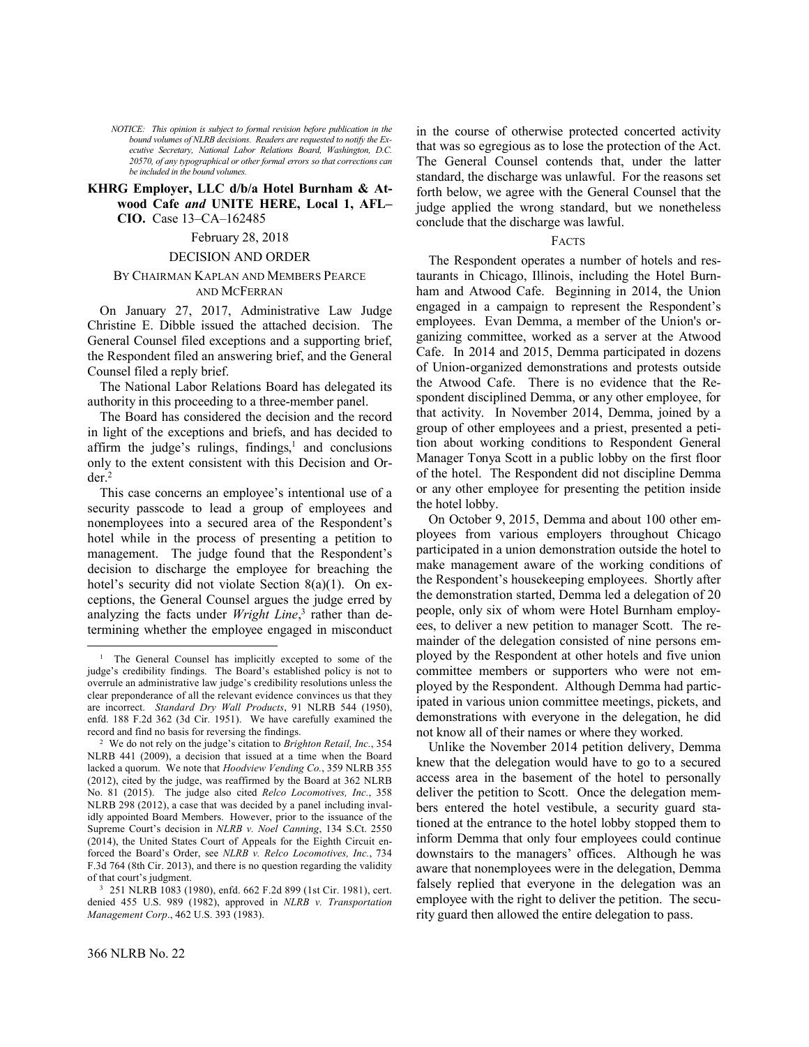*NOTICE: This opinion is subject to formal revision before publication in the bound volumes of NLRB decisions. Readers are requested to notify the Executive Secretary, National Labor Relations Board, Washington, D.C. 20570, of any typographical or other formal errors so that corrections can be included in the bound volumes.*

**KHRG Employer, LLC d/b/a Hotel Burnham & Atwood Cafe *and* UNITE HERE, Local 1, AFL–CIO.** Case 13–CA–162485

February 28, 2018

DECISION AND ORDER

BY CHAIRMAN KAPLAN AND MEMBERS PEARCE AND MCFERRAN

On January 27, 2017, Administrative Law Judge Christine E. Dibble issued the attached decision. The General Counsel filed exceptions and a supporting brief, the Respondent filed an answering brief, and the General Counsel filed a reply brief.

The National Labor Relations Board has delegated its authority in this proceeding to a three-member panel.

The Board has considered the decision and the record in light of the exceptions and briefs, and has decided to affirm the judge's rulings, findings,[1] and conclusions only to the extent consistent with this Decision and Order.[2]

This case concerns an employee's intentional use of a security passcode to lead a group of employees and nonemployees into a secured area of the Respondent's hotel while in the process of presenting a petition to management. The judge found that the Respondent's decision to discharge the employee for breaching the hotel's security did not violate Section 8(a)(1). On exceptions, the General Counsel argues the judge erred by analyzing the facts under *Wright Line*,[3] rather than determining whether the employee engaged in misconduct in the course of otherwise protected concerted activity that was so egregious as to lose the protection of the Act. The General Counsel contends that, under the latter standard, the discharge was unlawful. For the reasons set forth below, we agree with the General Counsel that the judge applied the wrong standard, but we nonetheless conclude that the discharge was lawful.

FACTS

The Respondent operates a number of hotels and restaurants in Chicago, Illinois, including the Hotel Burnham and Atwood Cafe. Beginning in 2014, the Union engaged in a campaign to represent the Respondent's employees. Evan Demma, a member of the Union's organizing committee, worked as a server at the Atwood Cafe. In 2014 and 2015, Demma participated in dozens of Union-organized demonstrations and protests outside the Atwood Cafe. There is no evidence that the Respondent disciplined Demma, or any other employee, for that activity. In November 2014, Demma, joined by a group of other employees and a priest, presented a petition about working conditions to Respondent General Manager Tonya Scott in a public lobby on the first floor of the hotel. The Respondent did not discipline Demma or any other employee for presenting the petition inside the hotel lobby.

On October 9, 2015, Demma and about 100 other employees from various employers throughout Chicago participated in a union demonstration outside the hotel to make management aware of the working conditions of the Respondent's housekeeping employees. Shortly after the demonstration started, Demma led a delegation of 20 people, only six of whom were Hotel Burnham employees, to deliver a new petition to manager Scott. The remainder of the delegation consisted of nine persons employed by the Respondent at other hotels and five union committee members or supporters who were not employed by the Respondent. Although Demma had participated in various union committee meetings, pickets, and demonstrations with everyone in the delegation, he did not know all of their names or where they worked.

Unlike the November 2014 petition delivery, Demma knew that the delegation would have to go to a secured access area in the basement of the hotel to personally deliver the petition to Scott. Once the delegation members entered the hotel vestibule, a security guard stationed at the entrance to the hotel lobby stopped them to inform Demma that only four employees could continue downstairs to the managers' offices. Although he was aware that nonemployees were in the delegation, Demma falsely replied that everyone in the delegation was an employee with the right to deliver the petition. The security guard then allowed the entire delegation to pass.

---

[1] The General Counsel has implicitly excepted to some of the judge's credibility findings. The Board's established policy is not to overrule an administrative law judge's credibility resolutions unless the clear preponderance of all the relevant evidence convinces us that they are incorrect. *Standard Dry Wall Products*, 91 NLRB 544 (1950), enfd. 188 F.2d 362 (3d Cir. 1951). We have carefully examined the record and find no basis for reversing the findings.

[2] We do not rely on the judge's citation to *Brighton Retail, Inc.*, 354 NLRB 441 (2009), a decision that issued at a time when the Board lacked a quorum. We note that *Hoodview Vending Co.*, 359 NLRB 355 (2012), cited by the judge, was reaffirmed by the Board at 362 NLRB No. 81 (2015). The judge also cited *Relco Locomotives, Inc.*, 358 NLRB 298 (2012), a case that was decided by a panel including invalidly appointed Board Members. However, prior to the issuance of the Supreme Court's decision in *NLRB v. Noel Canning*, 134 S.Ct. 2550 (2014), the United States Court of Appeals for the Eighth Circuit enforced the Board's Order, see *NLRB v. Relco Locomotives, Inc.*, 734 F.3d 764 (8th Cir. 2013), and there is no question regarding the validity of that court's judgment.

[3] 251 NLRB 1083 (1980), enfd. 662 F.2d 899 (1st Cir. 1981), cert. denied 455 U.S. 989 (1982), approved in *NLRB v. Transportation Management Corp*., 462 U.S. 393 (1983).

366 NLRB No. 22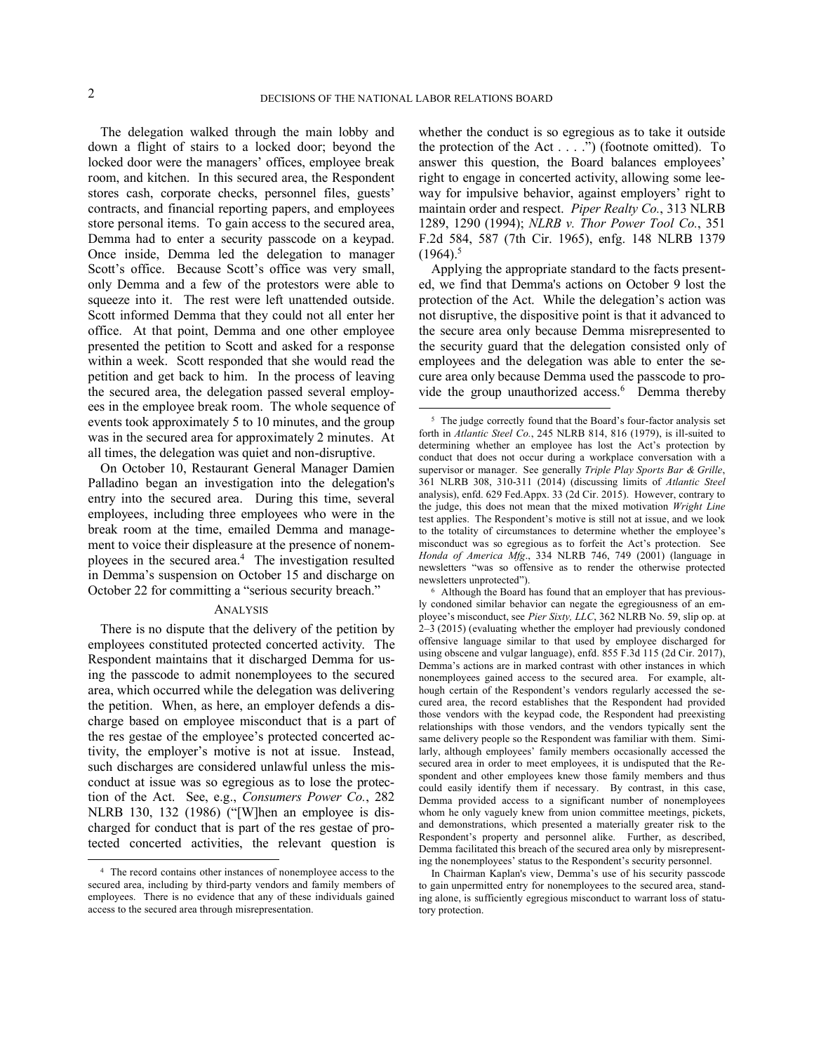The delegation walked through the main lobby and down a flight of stairs to a locked door; beyond the locked door were the managers' offices, employee break room, and kitchen. In this secured area, the Respondent stores cash, corporate checks, personnel files, guests' contracts, and financial reporting papers, and employees store personal items. To gain access to the secured area, Demma had to enter a security passcode on a keypad. Once inside, Demma led the delegation to manager Scott's office. Because Scott's office was very small, only Demma and a few of the protestors were able to squeeze into it. The rest were left unattended outside. Scott informed Demma that they could not all enter her office. At that point, Demma and one other employee presented the petition to Scott and asked for a response within a week. Scott responded that she would read the petition and get back to him. In the process of leaving the secured area, the delegation passed several employees in the employee break room. The whole sequence of events took approximately 5 to 10 minutes, and the group was in the secured area for approximately 2 minutes. At all times, the delegation was quiet and non-disruptive.

On October 10, Restaurant General Manager Damien Palladino began an investigation into the delegation's entry into the secured area. During this time, several employees, including three employees who were in the break room at the time, emailed Demma and management to voice their displeasure at the presence of nonemployees in the secured area.[4] The investigation resulted in Demma's suspension on October 15 and discharge on October 22 for committing a "serious security breach."

## ANALYSIS

There is no dispute that the delivery of the petition by employees constituted protected concerted activity. The Respondent maintains that it discharged Demma for using the passcode to admit nonemployees to the secured area, which occurred while the delegation was delivering the petition. When, as here, an employer defends a discharge based on employee misconduct that is a part of the res gestae of the employee's protected concerted activity, the employer's motive is not at issue. Instead, such discharges are considered unlawful unless the misconduct at issue was so egregious as to lose the protection of the Act. See, e.g., *Consumers Power Co.*, 282 NLRB 130, 132 (1986) ("[W]hen an employee is discharged for conduct that is part of the res gestae of protected concerted activities, the relevant question is whether the conduct is so egregious as to take it outside the protection of the Act . . . .") (footnote omitted). To answer this question, the Board balances employees' right to engage in concerted activity, allowing some leeway for impulsive behavior, against employers' right to maintain order and respect. *Piper Realty Co.*, 313 NLRB 1289, 1290 (1994); *NLRB v. Thor Power Tool Co.*, 351 F.2d 584, 587 (7th Cir. 1965), enfg. 148 NLRB 1379 (1964).[5]

Applying the appropriate standard to the facts presented, we find that Demma's actions on October 9 lost the protection of the Act. While the delegation's action was not disruptive, the dispositive point is that it advanced to the secure area only because Demma misrepresented to the security guard that the delegation consisted only of employees and the delegation was able to enter the secure area only because Demma used the passcode to provide the group unauthorized access.[6] Demma thereby

---

[4] The record contains other instances of nonemployee access to the secured area, including by third-party vendors and family members of employees. There is no evidence that any of these individuals gained access to the secured area through misrepresentation.

[5] The judge correctly found that the Board's four-factor analysis set forth in *Atlantic Steel Co.*, 245 NLRB 814, 816 (1979), is ill-suited to determining whether an employee has lost the Act's protection by conduct that does not occur during a workplace conversation with a supervisor or manager. See generally *Triple Play Sports Bar & Grille*, 361 NLRB 308, 310-311 (2014) (discussing limits of *Atlantic Steel* analysis), enfd. 629 Fed.Appx. 33 (2d Cir. 2015). However, contrary to the judge, this does not mean that the mixed motivation *Wright Line* test applies. The Respondent's motive is still not at issue, and we look to the totality of circumstances to determine whether the employee's misconduct was so egregious as to forfeit the Act's protection. See *Honda of America Mfg*., 334 NLRB 746, 749 (2001) (language in newsletters "was so offensive as to render the otherwise protected newsletters unprotected").

[6] Although the Board has found that an employer that has previously condoned similar behavior can negate the egregiousness of an employee's misconduct, see *Pier Sixty, LLC*, 362 NLRB No. 59, slip op. at 2–3 (2015) (evaluating whether the employer had previously condoned offensive language similar to that used by employee discharged for using obscene and vulgar language), enfd. 855 F.3d 115 (2d Cir. 2017), Demma's actions are in marked contrast with other instances in which nonemployees gained access to the secured area. For example, although certain of the Respondent's vendors regularly accessed the secured area, the record establishes that the Respondent had provided those vendors with the keypad code, the Respondent had preexisting relationships with those vendors, and the vendors typically sent the same delivery people so the Respondent was familiar with them. Similarly, although employees' family members occasionally accessed the secured area in order to meet employees, it is undisputed that the Respondent and other employees knew those family members and thus could easily identify them if necessary. By contrast, in this case, Demma provided access to a significant number of nonemployees whom he only vaguely knew from union committee meetings, pickets, and demonstrations, which presented a materially greater risk to the Respondent's property and personnel alike. Further, as described, Demma facilitated this breach of the secured area only by misrepresenting the nonemployees' status to the Respondent's security personnel.

In Chairman Kaplan's view, Demma's use of his security passcode to gain unpermitted entry for nonemployees to the secured area, standing alone, is sufficiently egregious misconduct to warrant loss of statutory protection.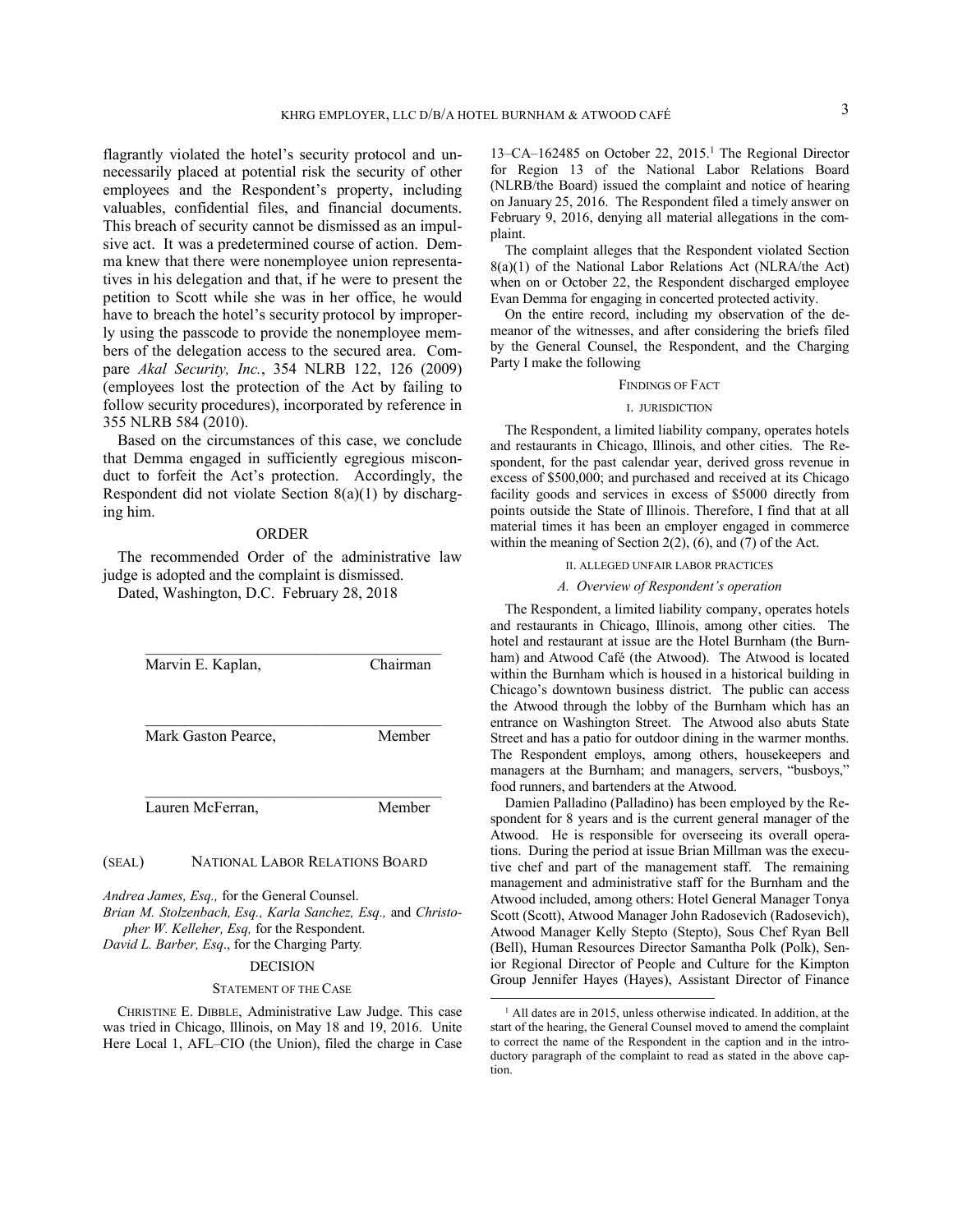flagrantly violated the hotel's security protocol and unnecessarily placed at potential risk the security of other employees and the Respondent's property, including valuables, confidential files, and financial documents. This breach of security cannot be dismissed as an impulsive act. It was a predetermined course of action. Demma knew that there were nonemployee union representatives in his delegation and that, if he were to present the petition to Scott while she was in her office, he would have to breach the hotel's security protocol by improperly using the passcode to provide the nonemployee members of the delegation access to the secured area. Compare *Akal Security, Inc.*, 354 NLRB 122, 126 (2009) (employees lost the protection of the Act by failing to follow security procedures), incorporated by reference in 355 NLRB 584 (2010).

Based on the circumstances of this case, we conclude that Demma engaged in sufficiently egregious misconduct to forfeit the Act's protection. Accordingly, the Respondent did not violate Section 8(a)(1) by discharging him.

## ORDER

The recommended Order of the administrative law judge is adopted and the complaint is dismissed.

Dated, Washington, D.C. February 28, 2018

Marvin E. Kaplan, Chairman

Mark Gaston Pearce, Member

Lauren McFerran, Member

(SEAL) NATIONAL LABOR RELATIONS BOARD

*Andrea James, Esq.,* for the General Counsel.
*Brian M. Stolzenbach, Esq., Karla Sanchez, Esq.,* and *Christopher W. Kelleher, Esq,* for the Respondent.
*David L. Barber, Esq*., for the Charging Party.

## DECISION

### STATEMENT OF THE CASE

CHRISTINE E. DIBBLE, Administrative Law Judge. This case was tried in Chicago, Illinois, on May 18 and 19, 2016. Unite Here Local 1, AFL–CIO (the Union), filed the charge in Case 13–CA–162485 on October 22, 2015.[1] The Regional Director for Region 13 of the National Labor Relations Board (NLRB/the Board) issued the complaint and notice of hearing on January 25, 2016. The Respondent filed a timely answer on February 9, 2016, denying all material allegations in the complaint.

The complaint alleges that the Respondent violated Section 8(a)(1) of the National Labor Relations Act (NLRA/the Act) when on or October 22, the Respondent discharged employee Evan Demma for engaging in concerted protected activity.

On the entire record, including my observation of the demeanor of the witnesses, and after considering the briefs filed by the General Counsel, the Respondent, and the Charging Party I make the following

### FINDINGS OF FACT

#### I. JURISDICTION

The Respondent, a limited liability company, operates hotels and restaurants in Chicago, Illinois, and other cities. The Respondent, for the past calendar year, derived gross revenue in excess of $500,000; and purchased and received at its Chicago facility goods and services in excess of $5000 directly from points outside the State of Illinois. Therefore, I find that at all material times it has been an employer engaged in commerce within the meaning of Section 2(2), (6), and (7) of the Act.

#### II. ALLEGED UNFAIR LABOR PRACTICES

##### *A. Overview of Respondent's operation*

The Respondent, a limited liability company, operates hotels and restaurants in Chicago, Illinois, among other cities. The hotel and restaurant at issue are the Hotel Burnham (the Burnham) and Atwood Café (the Atwood). The Atwood is located within the Burnham which is housed in a historical building in Chicago's downtown business district. The public can access the Atwood through the lobby of the Burnham which has an entrance on Washington Street. The Atwood also abuts State Street and has a patio for outdoor dining in the warmer months. The Respondent employs, among others, housekeepers and managers at the Burnham; and managers, servers, "busboys," food runners, and bartenders at the Atwood.

Damien Palladino (Palladino) has been employed by the Respondent for 8 years and is the current general manager of the Atwood. He is responsible for overseeing its overall operations. During the period at issue Brian Millman was the executive chef and part of the management staff. The remaining management and administrative staff for the Burnham and the Atwood included, among others: Hotel General Manager Tonya Scott (Scott), Atwood Manager John Radosevich (Radosevich), Atwood Manager Kelly Stepto (Stepto), Sous Chef Ryan Bell (Bell), Human Resources Director Samantha Polk (Polk), Senior Regional Director of People and Culture for the Kimpton Group Jennifer Hayes (Hayes), Assistant Director of Finance

[1] All dates are in 2015, unless otherwise indicated. In addition, at the start of the hearing, the General Counsel moved to amend the complaint to correct the name of the Respondent in the caption and in the introductory paragraph of the complaint to read as stated in the above caption.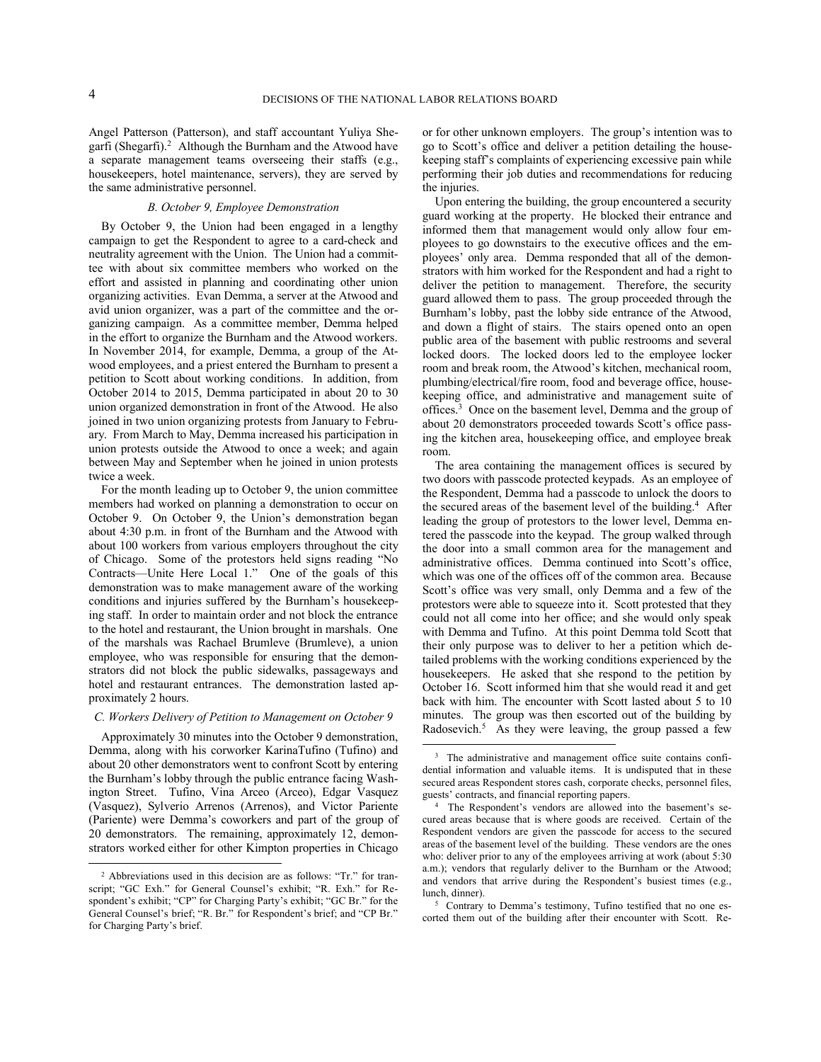Angel Patterson (Patterson), and staff accountant Yuliya Shegarfi (Shegarfi).[2] Although the Burnham and the Atwood have a separate management teams overseeing their staffs (e.g., housekeepers, hotel maintenance, servers), they are served by the same administrative personnel.

### *B. October 9, Employee Demonstration*

By October 9, the Union had been engaged in a lengthy campaign to get the Respondent to agree to a card-check and neutrality agreement with the Union. The Union had a committee with about six committee members who worked on the effort and assisted in planning and coordinating other union organizing activities. Evan Demma, a server at the Atwood and avid union organizer, was a part of the committee and the organizing campaign. As a committee member, Demma helped in the effort to organize the Burnham and the Atwood workers. In November 2014, for example, Demma, a group of the Atwood employees, and a priest entered the Burnham to present a petition to Scott about working conditions. In addition, from October 2014 to 2015, Demma participated in about 20 to 30 union organized demonstration in front of the Atwood. He also joined in two union organizing protests from January to February. From March to May, Demma increased his participation in union protests outside the Atwood to once a week; and again between May and September when he joined in union protests twice a week.

For the month leading up to October 9, the union committee members had worked on planning a demonstration to occur on October 9. On October 9, the Union's demonstration began about 4:30 p.m. in front of the Burnham and the Atwood with about 100 workers from various employers throughout the city of Chicago. Some of the protestors held signs reading "No Contracts—Unite Here Local 1." One of the goals of this demonstration was to make management aware of the working conditions and injuries suffered by the Burnham's housekeeping staff. In order to maintain order and not block the entrance to the hotel and restaurant, the Union brought in marshals. One of the marshals was Rachael Brumleve (Brumleve), a union employee, who was responsible for ensuring that the demonstrators did not block the public sidewalks, passageways and hotel and restaurant entrances. The demonstration lasted approximately 2 hours.

### *C. Workers Delivery of Petition to Management on October 9*

Approximately 30 minutes into the October 9 demonstration, Demma, along with his corworker KarinaTufino (Tufino) and about 20 other demonstrators went to confront Scott by entering the Burnham's lobby through the public entrance facing Washington Street. Tufino, Vina Arceo (Arceo), Edgar Vasquez (Vasquez), Sylverio Arrenos (Arrenos), and Victor Pariente (Pariente) were Demma's coworkers and part of the group of 20 demonstrators. The remaining, approximately 12, demonstrators worked either for other Kimpton properties in Chicago or for other unknown employers. The group's intention was to go to Scott's office and deliver a petition detailing the housekeeping staff's complaints of experiencing excessive pain while performing their job duties and recommendations for reducing the injuries.

Upon entering the building, the group encountered a security guard working at the property. He blocked their entrance and informed them that management would only allow four employees to go downstairs to the executive offices and the employees' only area. Demma responded that all of the demonstrators with him worked for the Respondent and had a right to deliver the petition to management. Therefore, the security guard allowed them to pass. The group proceeded through the Burnham's lobby, past the lobby side entrance of the Atwood, and down a flight of stairs. The stairs opened onto an open public area of the basement with public restrooms and several locked doors. The locked doors led to the employee locker room and break room, the Atwood's kitchen, mechanical room, plumbing/electrical/fire room, food and beverage office, housekeeping office, and administrative and management suite of offices.[3] Once on the basement level, Demma and the group of about 20 demonstrators proceeded towards Scott's office passing the kitchen area, housekeeping office, and employee break room.

The area containing the management offices is secured by two doors with passcode protected keypads. As an employee of the Respondent, Demma had a passcode to unlock the doors to the secured areas of the basement level of the building.[4] After leading the group of protestors to the lower level, Demma entered the passcode into the keypad. The group walked through the door into a small common area for the management and administrative offices. Demma continued into Scott's office, which was one of the offices off of the common area. Because Scott's office was very small, only Demma and a few of the protestors were able to squeeze into it. Scott protested that they could not all come into her office; and she would only speak with Demma and Tufino. At this point Demma told Scott that their only purpose was to deliver to her a petition which detailed problems with the working conditions experienced by the housekeepers. He asked that she respond to the petition by October 16. Scott informed him that she would read it and get back with him. The encounter with Scott lasted about 5 to 10 minutes. The group was then escorted out of the building by Radosevich.[5] As they were leaving, the group passed a few

---

[2] Abbreviations used in this decision are as follows: "Tr." for transcript; "GC Exh." for General Counsel's exhibit; "R. Exh." for Respondent's exhibit; "CP" for Charging Party's exhibit; "GC Br." for the General Counsel's brief; "R. Br." for Respondent's brief; and "CP Br." for Charging Party's brief.

[3] The administrative and management office suite contains confidential information and valuable items. It is undisputed that in these secured areas Respondent stores cash, corporate checks, personnel files, guests' contracts, and financial reporting papers.

[4] The Respondent's vendors are allowed into the basement's secured areas because that is where goods are received. Certain of the Respondent vendors are given the passcode for access to the secured areas of the basement level of the building. These vendors are the ones who: deliver prior to any of the employees arriving at work (about 5:30 a.m.); vendors that regularly deliver to the Burnham or the Atwood; and vendors that arrive during the Respondent's busiest times (e.g., lunch, dinner).

[5] Contrary to Demma's testimony, Tufino testified that no one escorted them out of the building after their encounter with Scott. Re-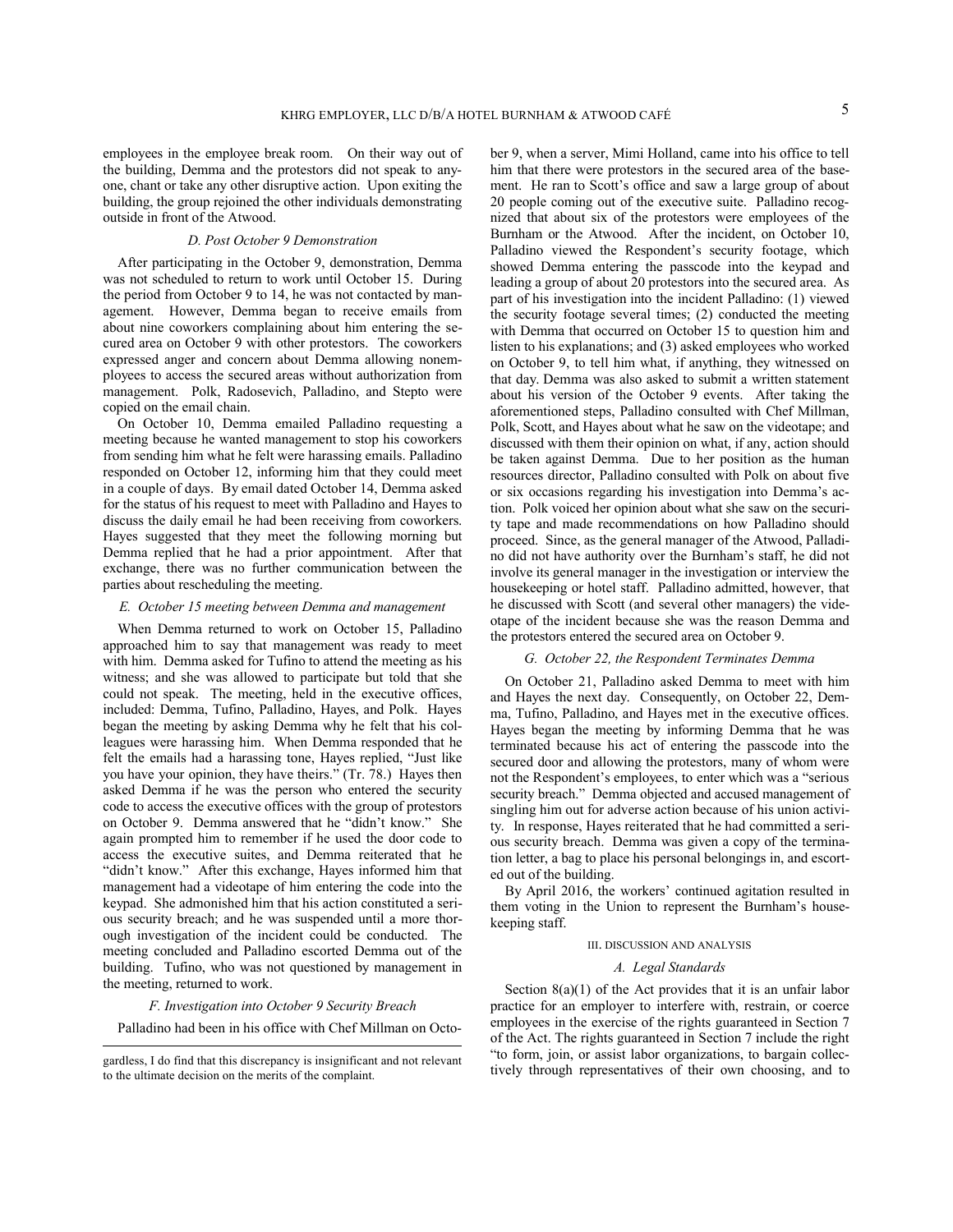employees in the employee break room. On their way out of the building, Demma and the protestors did not speak to anyone, chant or take any other disruptive action. Upon exiting the building, the group rejoined the other individuals demonstrating outside in front of the Atwood.

### *D. Post October 9 Demonstration*

After participating in the October 9, demonstration, Demma was not scheduled to return to work until October 15. During the period from October 9 to 14, he was not contacted by management. However, Demma began to receive emails from about nine coworkers complaining about him entering the secured area on October 9 with other protestors. The coworkers expressed anger and concern about Demma allowing nonemployees to access the secured areas without authorization from management. Polk, Radosevich, Palladino, and Stepto were copied on the email chain.

On October 10, Demma emailed Palladino requesting a meeting because he wanted management to stop his coworkers from sending him what he felt were harassing emails. Palladino responded on October 12, informing him that they could meet in a couple of days. By email dated October 14, Demma asked for the status of his request to meet with Palladino and Hayes to discuss the daily email he had been receiving from coworkers. Hayes suggested that they meet the following morning but Demma replied that he had a prior appointment. After that exchange, there was no further communication between the parties about rescheduling the meeting.

### *E. October 15 meeting between Demma and management*

When Demma returned to work on October 15, Palladino approached him to say that management was ready to meet with him. Demma asked for Tufino to attend the meeting as his witness; and she was allowed to participate but told that she could not speak. The meeting, held in the executive offices, included: Demma, Tufino, Palladino, Hayes, and Polk. Hayes began the meeting by asking Demma why he felt that his colleagues were harassing him. When Demma responded that he felt the emails had a harassing tone, Hayes replied, "Just like you have your opinion, they have theirs." (Tr. 78.) Hayes then asked Demma if he was the person who entered the security code to access the executive offices with the group of protestors on October 9. Demma answered that he "didn't know." She again prompted him to remember if he used the door code to access the executive suites, and Demma reiterated that he "didn't know." After this exchange, Hayes informed him that management had a videotape of him entering the code into the keypad. She admonished him that his action constituted a serious security breach; and he was suspended until a more thorough investigation of the incident could be conducted. The meeting concluded and Palladino escorted Demma out of the building. Tufino, who was not questioned by management in the meeting, returned to work.

### *F. Investigation into October 9 Security Breach*

Palladino had been in his office with Chef Millman on October 9, when a server, Mimi Holland, came into his office to tell him that there were protestors in the secured area of the basement. He ran to Scott's office and saw a large group of about 20 people coming out of the executive suite. Palladino recognized that about six of the protestors were employees of the Burnham or the Atwood. After the incident, on October 10, Palladino viewed the Respondent's security footage, which showed Demma entering the passcode into the keypad and leading a group of about 20 protestors into the secured area. As part of his investigation into the incident Palladino: (1) viewed the security footage several times; (2) conducted the meeting with Demma that occurred on October 15 to question him and listen to his explanations; and (3) asked employees who worked on October 9, to tell him what, if anything, they witnessed on that day. Demma was also asked to submit a written statement about his version of the October 9 events. After taking the aforementioned steps, Palladino consulted with Chef Millman, Polk, Scott, and Hayes about what he saw on the videotape; and discussed with them their opinion on what, if any, action should be taken against Demma. Due to her position as the human resources director, Palladino consulted with Polk on about five or six occasions regarding his investigation into Demma's action. Polk voiced her opinion about what she saw on the security tape and made recommendations on how Palladino should proceed. Since, as the general manager of the Atwood, Palladino did not have authority over the Burnham's staff, he did not involve its general manager in the investigation or interview the housekeeping or hotel staff. Palladino admitted, however, that he discussed with Scott (and several other managers) the videotape of the incident because she was the reason Demma and the protestors entered the secured area on October 9.

### *G. October 22, the Respondent Terminates Demma*

On October 21, Palladino asked Demma to meet with him and Hayes the next day. Consequently, on October 22, Demma, Tufino, Palladino, and Hayes met in the executive offices. Hayes began the meeting by informing Demma that he was terminated because his act of entering the passcode into the secured door and allowing the protestors, many of whom were not the Respondent's employees, to enter which was a "serious security breach." Demma objected and accused management of singling him out for adverse action because of his union activity. In response, Hayes reiterated that he had committed a serious security breach. Demma was given a copy of the termination letter, a bag to place his personal belongings in, and escorted out of the building.

By April 2016, the workers' continued agitation resulted in them voting in the Union to represent the Burnham's housekeeping staff.

## III. DISCUSSION AND ANALYSIS

### *A. Legal Standards*

Section 8(a)(1) of the Act provides that it is an unfair labor practice for an employer to interfere with, restrain, or coerce employees in the exercise of the rights guaranteed in Section 7 of the Act. The rights guaranteed in Section 7 include the right "to form, join, or assist labor organizations, to bargain collectively through representatives of their own choosing, and to

---

gardless, I do find that this discrepancy is insignificant and not relevant to the ultimate decision on the merits of the complaint.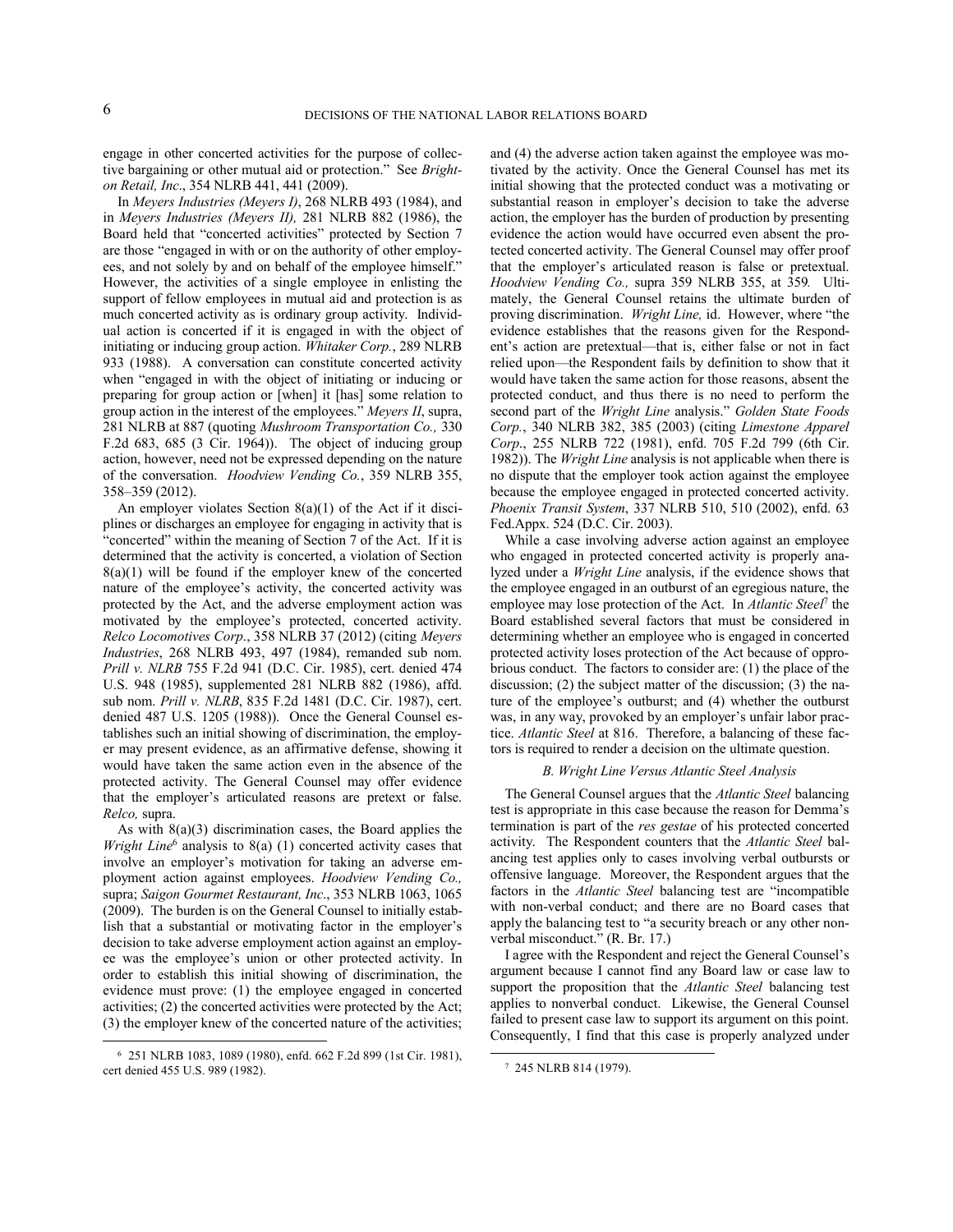engage in other concerted activities for the purpose of collective bargaining or other mutual aid or protection." See *Brighton Retail, Inc*., 354 NLRB 441, 441 (2009).

In *Meyers Industries (Meyers I)*, 268 NLRB 493 (1984), and in *Meyers Industries (Meyers II),* 281 NLRB 882 (1986), the Board held that "concerted activities" protected by Section 7 are those "engaged in with or on the authority of other employees, and not solely by and on behalf of the employee himself." However, the activities of a single employee in enlisting the support of fellow employees in mutual aid and protection is as much concerted activity as is ordinary group activity. Individual action is concerted if it is engaged in with the object of initiating or inducing group action. *Whitaker Corp.*, 289 NLRB 933 (1988). A conversation can constitute concerted activity when "engaged in with the object of initiating or inducing or preparing for group action or [when] it [has] some relation to group action in the interest of the employees." *Meyers II*, supra, 281 NLRB at 887 (quoting *Mushroom Transportation Co.,* 330 F.2d 683, 685 (3 Cir. 1964)). The object of inducing group action, however, need not be expressed depending on the nature of the conversation. *Hoodview Vending Co.*, 359 NLRB 355, 358–359 (2012).

An employer violates Section 8(a)(1) of the Act if it disciplines or discharges an employee for engaging in activity that is "concerted" within the meaning of Section 7 of the Act. If it is determined that the activity is concerted, a violation of Section 8(a)(1) will be found if the employer knew of the concerted nature of the employee's activity, the concerted activity was protected by the Act, and the adverse employment action was motivated by the employee's protected, concerted activity. *Relco Locomotives Corp*., 358 NLRB 37 (2012) (citing *Meyers Industries*, 268 NLRB 493, 497 (1984), remanded sub nom. *Prill v. NLRB* 755 F.2d 941 (D.C. Cir. 1985), cert. denied 474 U.S. 948 (1985), supplemented 281 NLRB 882 (1986), affd. sub nom. *Prill v. NLRB*, 835 F.2d 1481 (D.C. Cir. 1987), cert. denied 487 U.S. 1205 (1988)). Once the General Counsel establishes such an initial showing of discrimination, the employer may present evidence, as an affirmative defense, showing it would have taken the same action even in the absence of the protected activity. The General Counsel may offer evidence that the employer's articulated reasons are pretext or false. *Relco,* supra.

As with 8(a)(3) discrimination cases, the Board applies the *Wright Line*[6] analysis to 8(a) (1) concerted activity cases that involve an employer's motivation for taking an adverse employment action against employees. *Hoodview Vending Co.,* supra; *Saigon Gourmet Restaurant, Inc*., 353 NLRB 1063, 1065 (2009). The burden is on the General Counsel to initially establish that a substantial or motivating factor in the employer's decision to take adverse employment action against an employee was the employee's union or other protected activity. In order to establish this initial showing of discrimination, the evidence must prove: (1) the employee engaged in concerted activities; (2) the concerted activities were protected by the Act; (3) the employer knew of the concerted nature of the activities; and (4) the adverse action taken against the employee was motivated by the activity. Once the General Counsel has met its initial showing that the protected conduct was a motivating or substantial reason in employer's decision to take the adverse action, the employer has the burden of production by presenting evidence the action would have occurred even absent the protected concerted activity. The General Counsel may offer proof that the employer's articulated reason is false or pretextual. *Hoodview Vending Co.,* supra 359 NLRB 355, at 359*.* Ultimately, the General Counsel retains the ultimate burden of proving discrimination. *Wright Line,* id. However, where "the evidence establishes that the reasons given for the Respondent's action are pretextual—that is, either false or not in fact relied upon—the Respondent fails by definition to show that it would have taken the same action for those reasons, absent the protected conduct, and thus there is no need to perform the second part of the *Wright Line* analysis." *Golden State Foods Corp.*, 340 NLRB 382, 385 (2003) (citing *Limestone Apparel Corp*., 255 NLRB 722 (1981), enfd. 705 F.2d 799 (6th Cir. 1982)). The *Wright Line* analysis is not applicable when there is no dispute that the employer took action against the employee because the employee engaged in protected concerted activity. *Phoenix Transit System*, 337 NLRB 510, 510 (2002), enfd. 63 Fed.Appx. 524 (D.C. Cir. 2003).

While a case involving adverse action against an employee who engaged in protected concerted activity is properly analyzed under a *Wright Line* analysis, if the evidence shows that the employee engaged in an outburst of an egregious nature, the employee may lose protection of the Act. In *Atlantic Steel*[7] the Board established several factors that must be considered in determining whether an employee who is engaged in concerted protected activity loses protection of the Act because of opprobrious conduct. The factors to consider are: (1) the place of the discussion; (2) the subject matter of the discussion; (3) the nature of the employee's outburst; and (4) whether the outburst was, in any way, provoked by an employer's unfair labor practice. *Atlantic Steel* at 816. Therefore, a balancing of these factors is required to render a decision on the ultimate question.

### *B. Wright Line Versus Atlantic Steel Analysis*

The General Counsel argues that the *Atlantic Steel* balancing test is appropriate in this case because the reason for Demma's termination is part of the *res gestae* of his protected concerted activity. The Respondent counters that the *Atlantic Steel* balancing test applies only to cases involving verbal outbursts or offensive language. Moreover, the Respondent argues that the factors in the *Atlantic Steel* balancing test are "incompatible with non-verbal conduct; and there are no Board cases that apply the balancing test to "a security breach or any other nonverbal misconduct." (R. Br. 17.)

I agree with the Respondent and reject the General Counsel's argument because I cannot find any Board law or case law to support the proposition that the *Atlantic Steel* balancing test applies to nonverbal conduct. Likewise, the General Counsel failed to present case law to support its argument on this point. Consequently, I find that this case is properly analyzed under

---

[6] 251 NLRB 1083, 1089 (1980), enfd. 662 F.2d 899 (1st Cir. 1981), cert denied 455 U.S. 989 (1982).

[7] 245 NLRB 814 (1979).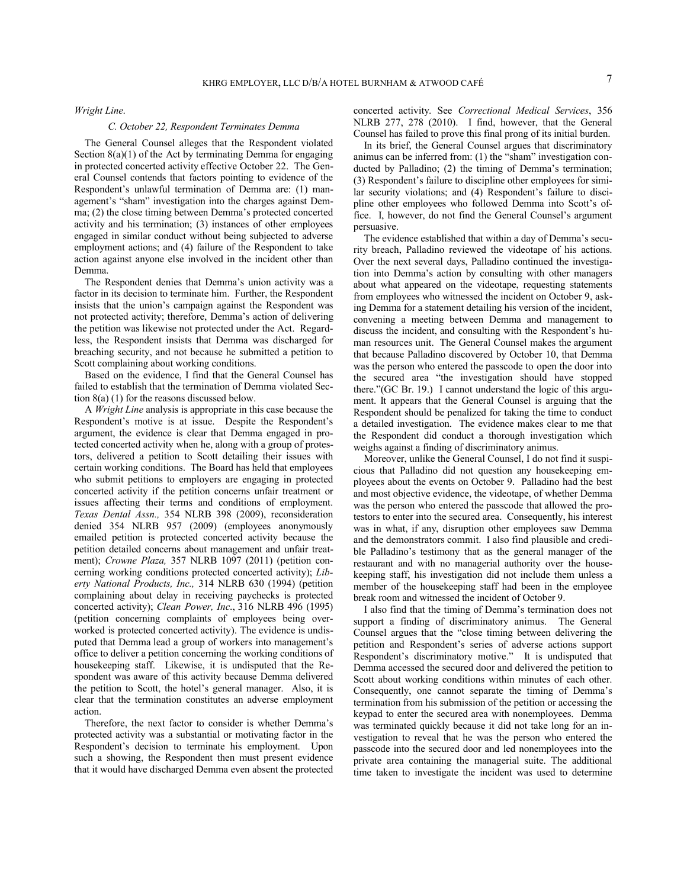*Wright Line*.

### C. October 22, Respondent Terminates Demma

The General Counsel alleges that the Respondent violated Section 8(a)(1) of the Act by terminating Demma for engaging in protected concerted activity effective October 22. The General Counsel contends that factors pointing to evidence of the Respondent's unlawful termination of Demma are: (1) management's "sham" investigation into the charges against Demma; (2) the close timing between Demma's protected concerted activity and his termination; (3) instances of other employees engaged in similar conduct without being subjected to adverse employment actions; and (4) failure of the Respondent to take action against anyone else involved in the incident other than Demma.

The Respondent denies that Demma's union activity was a factor in its decision to terminate him. Further, the Respondent insists that the union's campaign against the Respondent was not protected activity; therefore, Demma's action of delivering the petition was likewise not protected under the Act. Regardless, the Respondent insists that Demma was discharged for breaching security, and not because he submitted a petition to Scott complaining about working conditions.

Based on the evidence, I find that the General Counsel has failed to establish that the termination of Demma violated Section 8(a) (1) for the reasons discussed below.

A *Wright Line* analysis is appropriate in this case because the Respondent's motive is at issue. Despite the Respondent's argument, the evidence is clear that Demma engaged in protected concerted activity when he, along with a group of protestors, delivered a petition to Scott detailing their issues with certain working conditions. The Board has held that employees who submit petitions to employers are engaging in protected concerted activity if the petition concerns unfair treatment or issues affecting their terms and conditions of employment. *Texas Dental Assn.,* 354 NLRB 398 (2009), reconsideration denied 354 NLRB 957 (2009) (employees anonymously emailed petition is protected concerted activity because the petition detailed concerns about management and unfair treatment); *Crowne Plaza,* 357 NLRB 1097 (2011) (petition concerning working conditions protected concerted activity); *Liberty National Products, Inc.,* 314 NLRB 630 (1994) (petition complaining about delay in receiving paychecks is protected concerted activity); *Clean Power, Inc*., 316 NLRB 496 (1995) (petition concerning complaints of employees being overworked is protected concerted activity). The evidence is undisputed that Demma lead a group of workers into management's office to deliver a petition concerning the working conditions of housekeeping staff. Likewise, it is undisputed that the Respondent was aware of this activity because Demma delivered the petition to Scott, the hotel's general manager. Also, it is clear that the termination constitutes an adverse employment action.

Therefore, the next factor to consider is whether Demma's protected activity was a substantial or motivating factor in the Respondent's decision to terminate his employment. Upon such a showing, the Respondent then must present evidence that it would have discharged Demma even absent the protected concerted activity. See *Correctional Medical Services*, 356 NLRB 277, 278 (2010). I find, however, that the General Counsel has failed to prove this final prong of its initial burden.

In its brief, the General Counsel argues that discriminatory animus can be inferred from: (1) the "sham" investigation conducted by Palladino; (2) the timing of Demma's termination; (3) Respondent's failure to discipline other employees for similar security violations; and (4) Respondent's failure to discipline other employees who followed Demma into Scott's office. I, however, do not find the General Counsel's argument persuasive.

The evidence established that within a day of Demma's security breach, Palladino reviewed the videotape of his actions. Over the next several days, Palladino continued the investigation into Demma's action by consulting with other managers about what appeared on the videotape, requesting statements from employees who witnessed the incident on October 9, asking Demma for a statement detailing his version of the incident, convening a meeting between Demma and management to discuss the incident, and consulting with the Respondent's human resources unit. The General Counsel makes the argument that because Palladino discovered by October 10, that Demma was the person who entered the passcode to open the door into the secured area "the investigation should have stopped there."(GC Br. 19.) I cannot understand the logic of this argument. It appears that the General Counsel is arguing that the Respondent should be penalized for taking the time to conduct a detailed investigation. The evidence makes clear to me that the Respondent did conduct a thorough investigation which weighs against a finding of discriminatory animus.

Moreover, unlike the General Counsel, I do not find it suspicious that Palladino did not question any housekeeping employees about the events on October 9. Palladino had the best and most objective evidence, the videotape, of whether Demma was the person who entered the passcode that allowed the protestors to enter into the secured area. Consequently, his interest was in what, if any, disruption other employees saw Demma and the demonstrators commit. I also find plausible and credible Palladino's testimony that as the general manager of the restaurant and with no managerial authority over the housekeeping staff, his investigation did not include them unless a member of the housekeeping staff had been in the employee break room and witnessed the incident of October 9.

I also find that the timing of Demma's termination does not support a finding of discriminatory animus. The General Counsel argues that the "close timing between delivering the petition and Respondent's series of adverse actions support Respondent's discriminatory motive." It is undisputed that Demma accessed the secured door and delivered the petition to Scott about working conditions within minutes of each other. Consequently, one cannot separate the timing of Demma's termination from his submission of the petition or accessing the keypad to enter the secured area with nonemployees. Demma was terminated quickly because it did not take long for an investigation to reveal that he was the person who entered the passcode into the secured door and led nonemployees into the private area containing the managerial suite. The additional time taken to investigate the incident was used to determine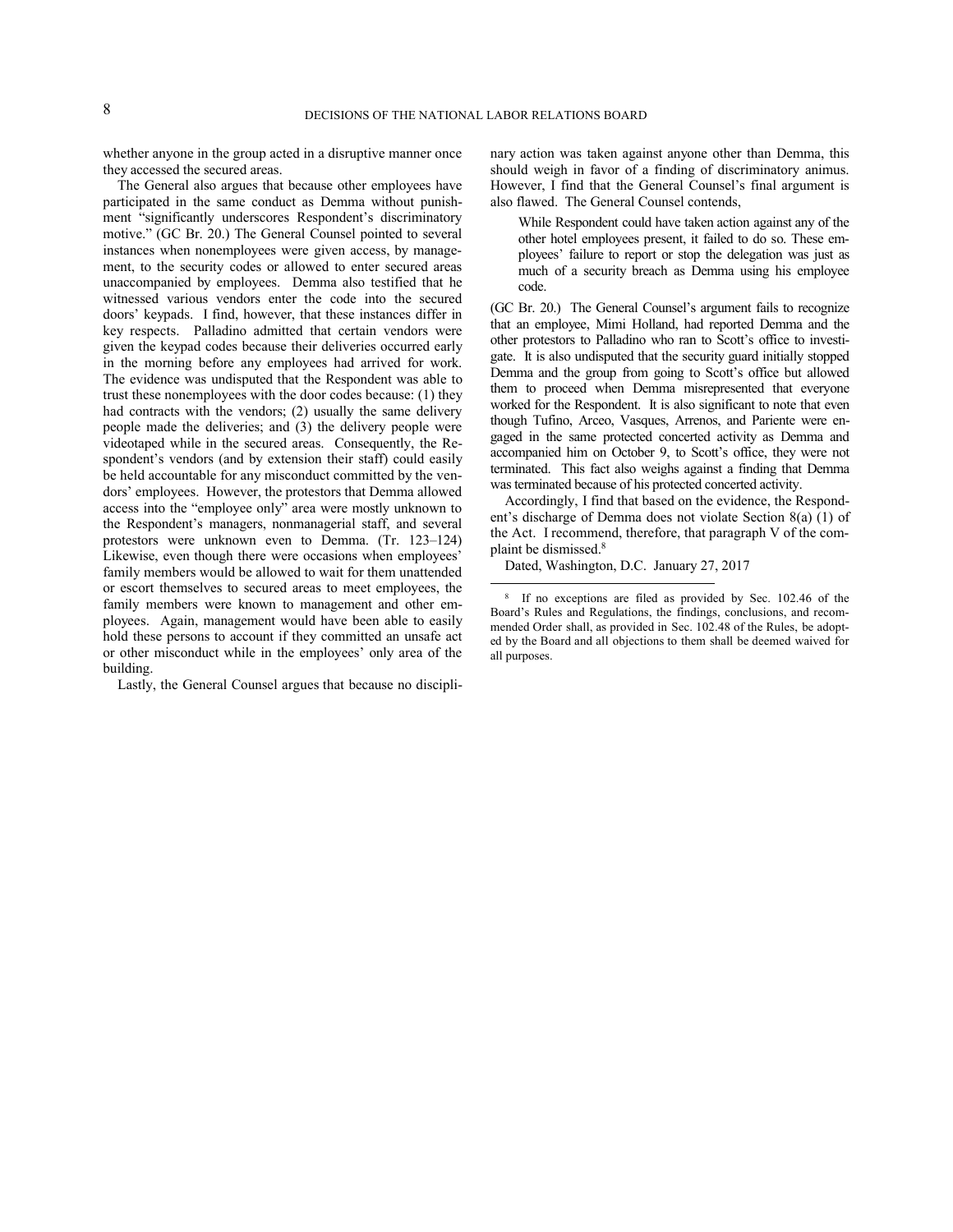whether anyone in the group acted in a disruptive manner once they accessed the secured areas.

The General also argues that because other employees have participated in the same conduct as Demma without punishment "significantly underscores Respondent's discriminatory motive." (GC Br. 20.) The General Counsel pointed to several instances when nonemployees were given access, by management, to the security codes or allowed to enter secured areas unaccompanied by employees. Demma also testified that he witnessed various vendors enter the code into the secured doors' keypads. I find, however, that these instances differ in key respects. Palladino admitted that certain vendors were given the keypad codes because their deliveries occurred early in the morning before any employees had arrived for work. The evidence was undisputed that the Respondent was able to trust these nonemployees with the door codes because: (1) they had contracts with the vendors; (2) usually the same delivery people made the deliveries; and (3) the delivery people were videotaped while in the secured areas. Consequently, the Respondent's vendors (and by extension their staff) could easily be held accountable for any misconduct committed by the vendors' employees. However, the protestors that Demma allowed access into the "employee only" area were mostly unknown to the Respondent's managers, nonmanagerial staff, and several protestors were unknown even to Demma. (Tr. 123–124) Likewise, even though there were occasions when employees' family members would be allowed to wait for them unattended or escort themselves to secured areas to meet employees, the family members were known to management and other employees. Again, management would have been able to easily hold these persons to account if they committed an unsafe act or other misconduct while in the employees' only area of the building.

Lastly, the General Counsel argues that because no disciplinary action was taken against anyone other than Demma, this should weigh in favor of a finding of discriminatory animus. However, I find that the General Counsel's final argument is also flawed. The General Counsel contends,

> While Respondent could have taken action against any of the other hotel employees present, it failed to do so. These employees' failure to report or stop the delegation was just as much of a security breach as Demma using his employee code.

(GC Br. 20.) The General Counsel's argument fails to recognize that an employee, Mimi Holland, had reported Demma and the other protestors to Palladino who ran to Scott's office to investigate. It is also undisputed that the security guard initially stopped Demma and the group from going to Scott's office but allowed them to proceed when Demma misrepresented that everyone worked for the Respondent. It is also significant to note that even though Tufino, Arceo, Vasques, Arrenos, and Pariente were engaged in the same protected concerted activity as Demma and accompanied him on October 9, to Scott's office, they were not terminated. This fact also weighs against a finding that Demma was terminated because of his protected concerted activity.

Accordingly, I find that based on the evidence, the Respondent's discharge of Demma does not violate Section 8(a) (1) of the Act. I recommend, therefore, that paragraph V of the complaint be dismissed.[8]

Dated, Washington, D.C. January 27, 2017

[8] If no exceptions are filed as provided by Sec. 102.46 of the Board's Rules and Regulations, the findings, conclusions, and recommended Order shall, as provided in Sec. 102.48 of the Rules, be adopted by the Board and all objections to them shall be deemed waived for all purposes.